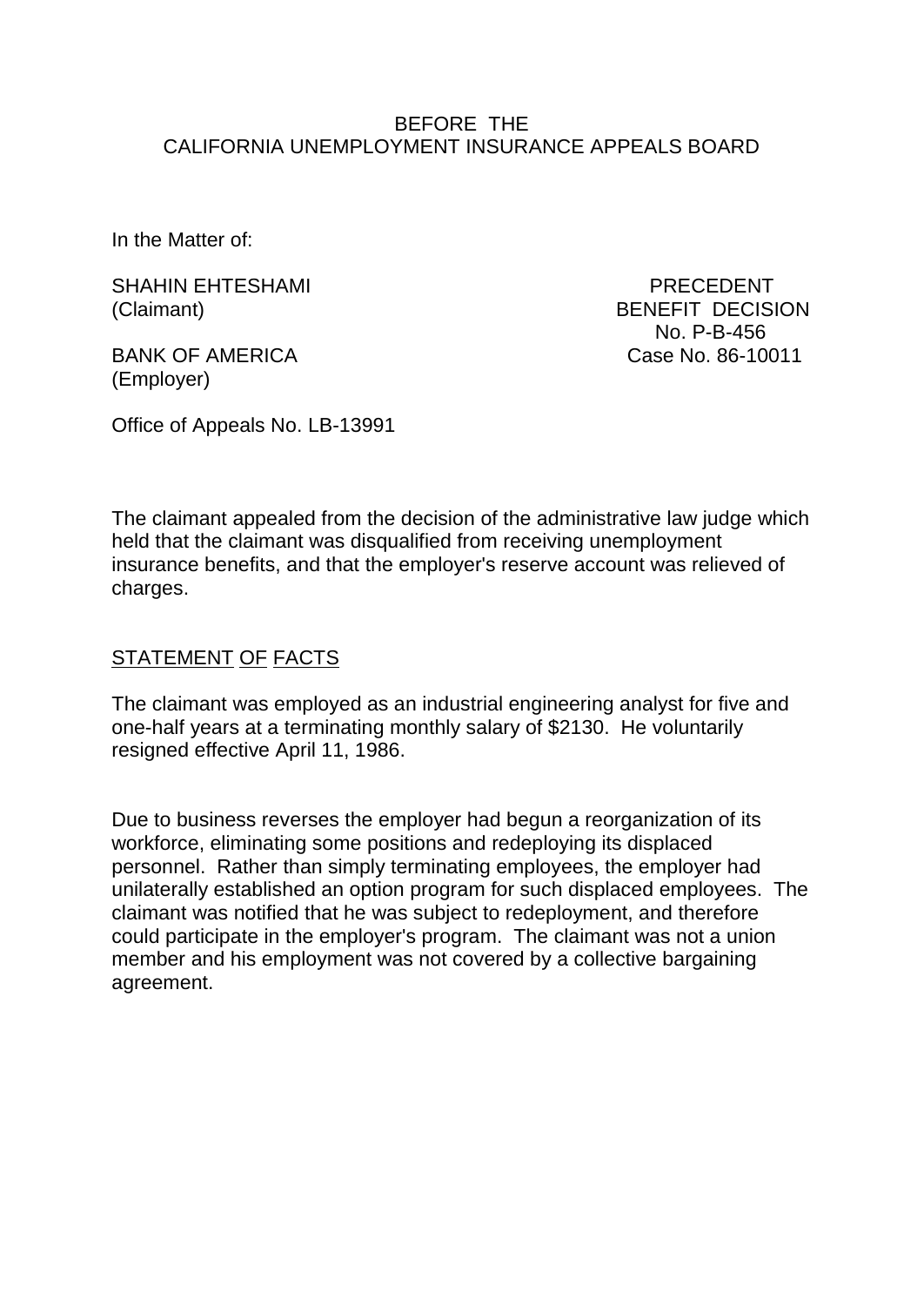BEFORE THE
CALIFORNIA UNEMPLOYMENT INSURANCE APPEALS BOARD

In the Matter of:

| | |
|---|---|
| SHAHIN EHTESHAMI (Claimant) | PRECEDENT BENEFIT DECISION No. P-B-456 |
| BANK OF AMERICA (Employer) | Case No. 86-10011 |

Office of Appeals No. LB-13991

The claimant appealed from the decision of the administrative law judge which held that the claimant was disqualified from receiving unemployment insurance benefits, and that the employer's reserve account was relieved of charges.

## STATEMENT OF FACTS

The claimant was employed as an industrial engineering analyst for five and one-half years at a terminating monthly salary of $2130. He voluntarily resigned effective April 11, 1986.

Due to business reverses the employer had begun a reorganization of its workforce, eliminating some positions and redeploying its displaced personnel. Rather than simply terminating employees, the employer had unilaterally established an option program for such displaced employees. The claimant was notified that he was subject to redeployment, and therefore could participate in the employer's program. The claimant was not a union member and his employment was not covered by a collective bargaining agreement.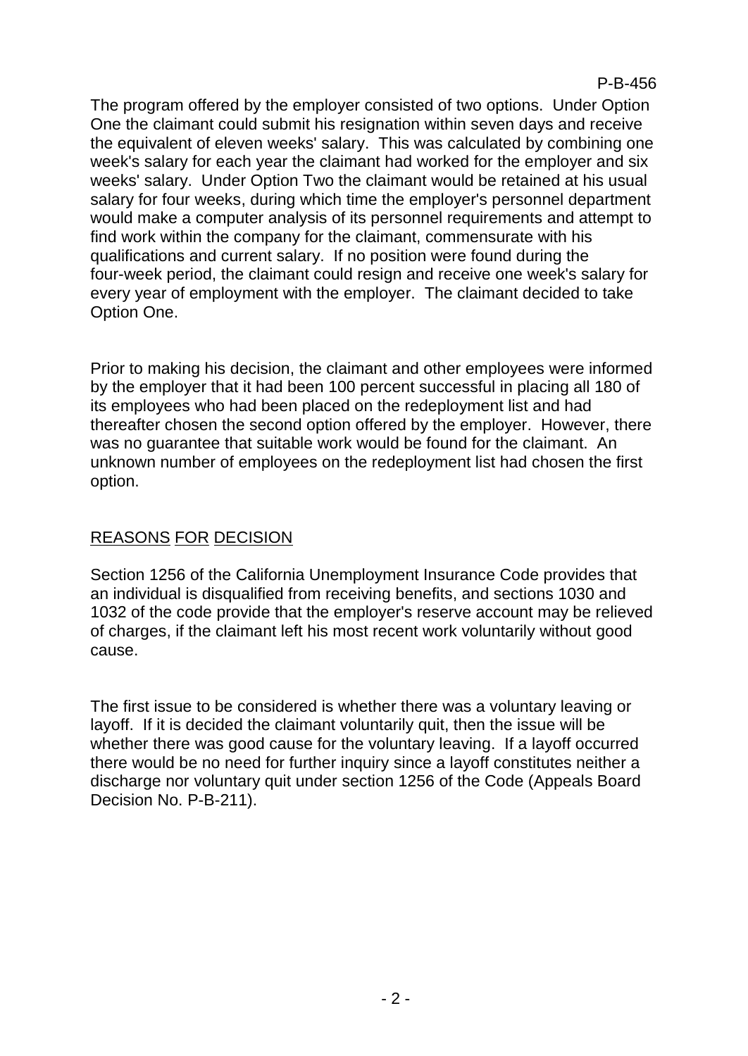The program offered by the employer consisted of two options. Under Option One the claimant could submit his resignation within seven days and receive the equivalent of eleven weeks' salary. This was calculated by combining one week's salary for each year the claimant had worked for the employer and six weeks' salary. Under Option Two the claimant would be retained at his usual salary for four weeks, during which time the employer's personnel department would make a computer analysis of its personnel requirements and attempt to find work within the company for the claimant, commensurate with his qualifications and current salary. If no position were found during the four-week period, the claimant could resign and receive one week's salary for every year of employment with the employer. The claimant decided to take Option One.

Prior to making his decision, the claimant and other employees were informed by the employer that it had been 100 percent successful in placing all 180 of its employees who had been placed on the redeployment list and had thereafter chosen the second option offered by the employer. However, there was no guarantee that suitable work would be found for the claimant. An unknown number of employees on the redeployment list had chosen the first option.

## REASONS FOR DECISION

Section 1256 of the California Unemployment Insurance Code provides that an individual is disqualified from receiving benefits, and sections 1030 and 1032 of the code provide that the employer's reserve account may be relieved of charges, if the claimant left his most recent work voluntarily without good cause.

The first issue to be considered is whether there was a voluntary leaving or layoff. If it is decided the claimant voluntarily quit, then the issue will be whether there was good cause for the voluntary leaving. If a layoff occurred there would be no need for further inquiry since a layoff constitutes neither a discharge nor voluntary quit under section 1256 of the Code (Appeals Board Decision No. P-B-211).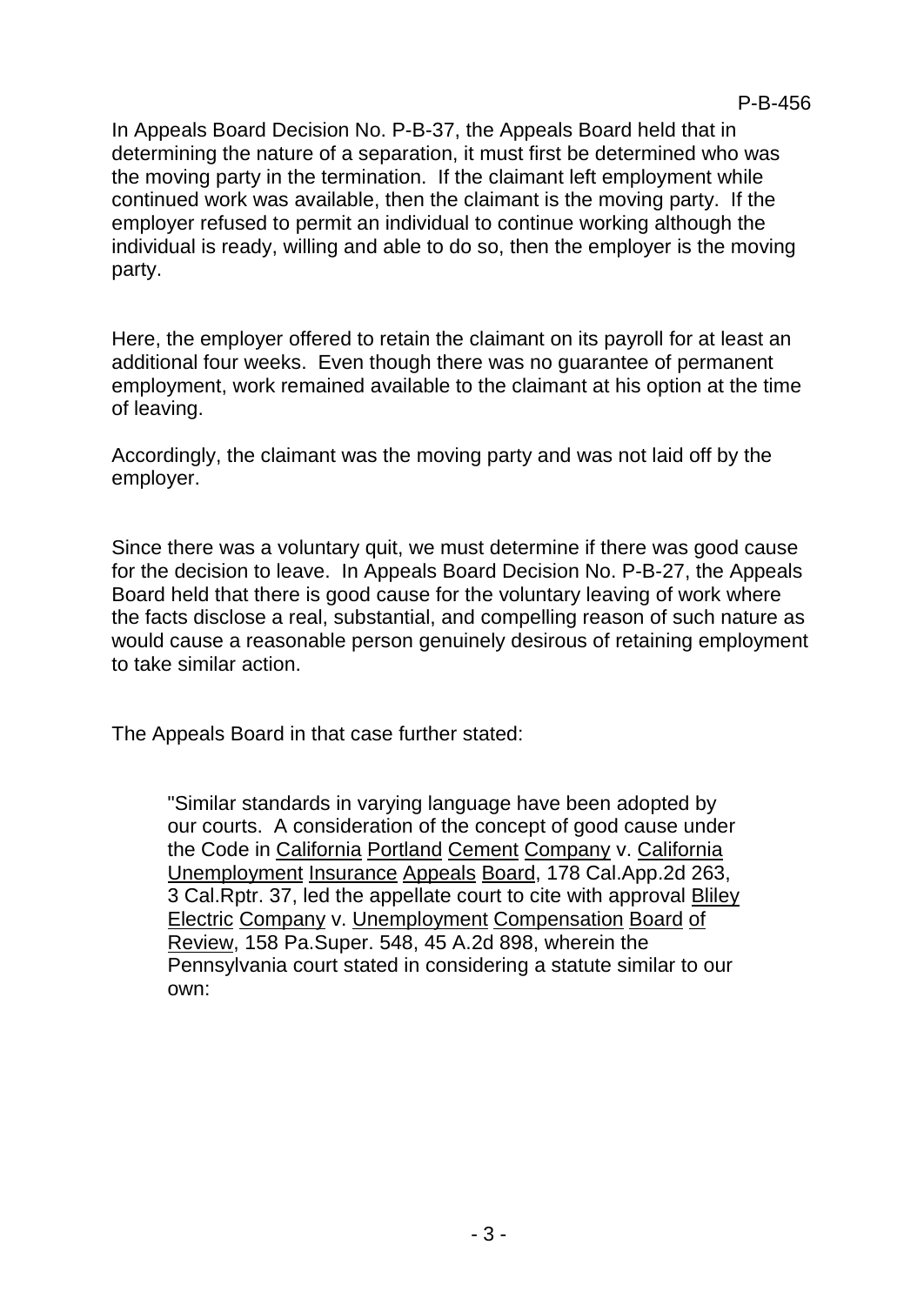In Appeals Board Decision No. P-B-37, the Appeals Board held that in determining the nature of a separation, it must first be determined who was the moving party in the termination. If the claimant left employment while continued work was available, then the claimant is the moving party. If the employer refused to permit an individual to continue working although the individual is ready, willing and able to do so, then the employer is the moving party.

Here, the employer offered to retain the claimant on its payroll for at least an additional four weeks. Even though there was no guarantee of permanent employment, work remained available to the claimant at his option at the time of leaving.

Accordingly, the claimant was the moving party and was not laid off by the employer.

Since there was a voluntary quit, we must determine if there was good cause for the decision to leave. In Appeals Board Decision No. P-B-27, the Appeals Board held that there is good cause for the voluntary leaving of work where the facts disclose a real, substantial, and compelling reason of such nature as would cause a reasonable person genuinely desirous of retaining employment to take similar action.

The Appeals Board in that case further stated:

> "Similar standards in varying language have been adopted by our courts. A consideration of the concept of good cause under the Code in California Portland Cement Company v. California Unemployment Insurance Appeals Board, 178 Cal.App.2d 263, 3 Cal.Rptr. 37, led the appellate court to cite with approval Bliley Electric Company v. Unemployment Compensation Board of Review, 158 Pa.Super. 548, 45 A.2d 898, wherein the Pennsylvania court stated in considering a statute similar to our own: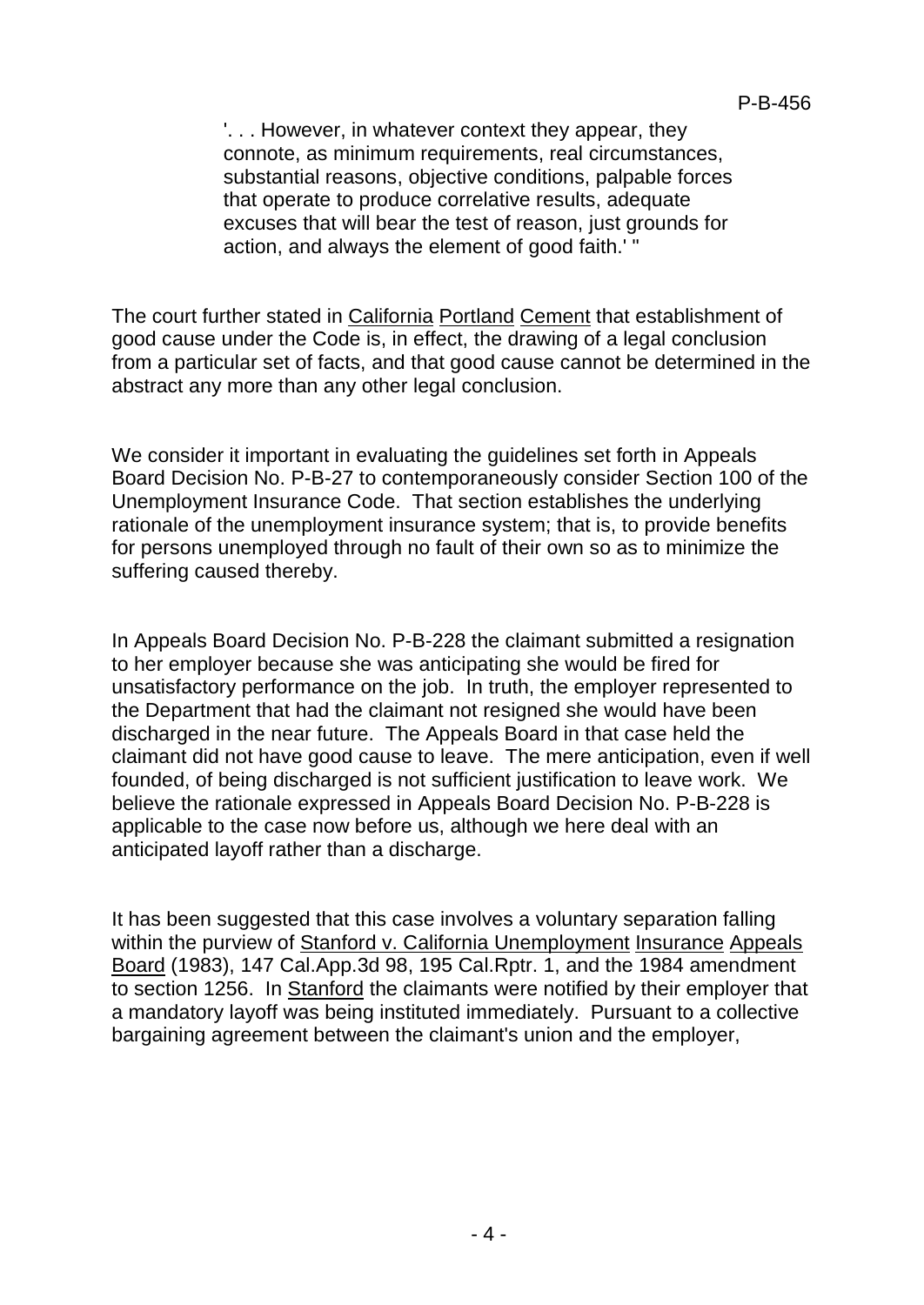> '. . . However, in whatever context they appear, they connote, as minimum requirements, real circumstances, substantial reasons, objective conditions, palpable forces that operate to produce correlative results, adequate excuses that will bear the test of reason, just grounds for action, and always the element of good faith.' "

The court further stated in California Portland Cement that establishment of good cause under the Code is, in effect, the drawing of a legal conclusion from a particular set of facts, and that good cause cannot be determined in the abstract any more than any other legal conclusion.

We consider it important in evaluating the guidelines set forth in Appeals Board Decision No. P-B-27 to contemporaneously consider Section 100 of the Unemployment Insurance Code. That section establishes the underlying rationale of the unemployment insurance system; that is, to provide benefits for persons unemployed through no fault of their own so as to minimize the suffering caused thereby.

In Appeals Board Decision No. P-B-228 the claimant submitted a resignation to her employer because she was anticipating she would be fired for unsatisfactory performance on the job. In truth, the employer represented to the Department that had the claimant not resigned she would have been discharged in the near future. The Appeals Board in that case held the claimant did not have good cause to leave. The mere anticipation, even if well founded, of being discharged is not sufficient justification to leave work. We believe the rationale expressed in Appeals Board Decision No. P-B-228 is applicable to the case now before us, although we here deal with an anticipated layoff rather than a discharge.

It has been suggested that this case involves a voluntary separation falling within the purview of Stanford v. California Unemployment Insurance Appeals Board (1983), 147 Cal.App.3d 98, 195 Cal.Rptr. 1, and the 1984 amendment to section 1256. In Stanford the claimants were notified by their employer that a mandatory layoff was being instituted immediately. Pursuant to a collective bargaining agreement between the claimant's union and the employer,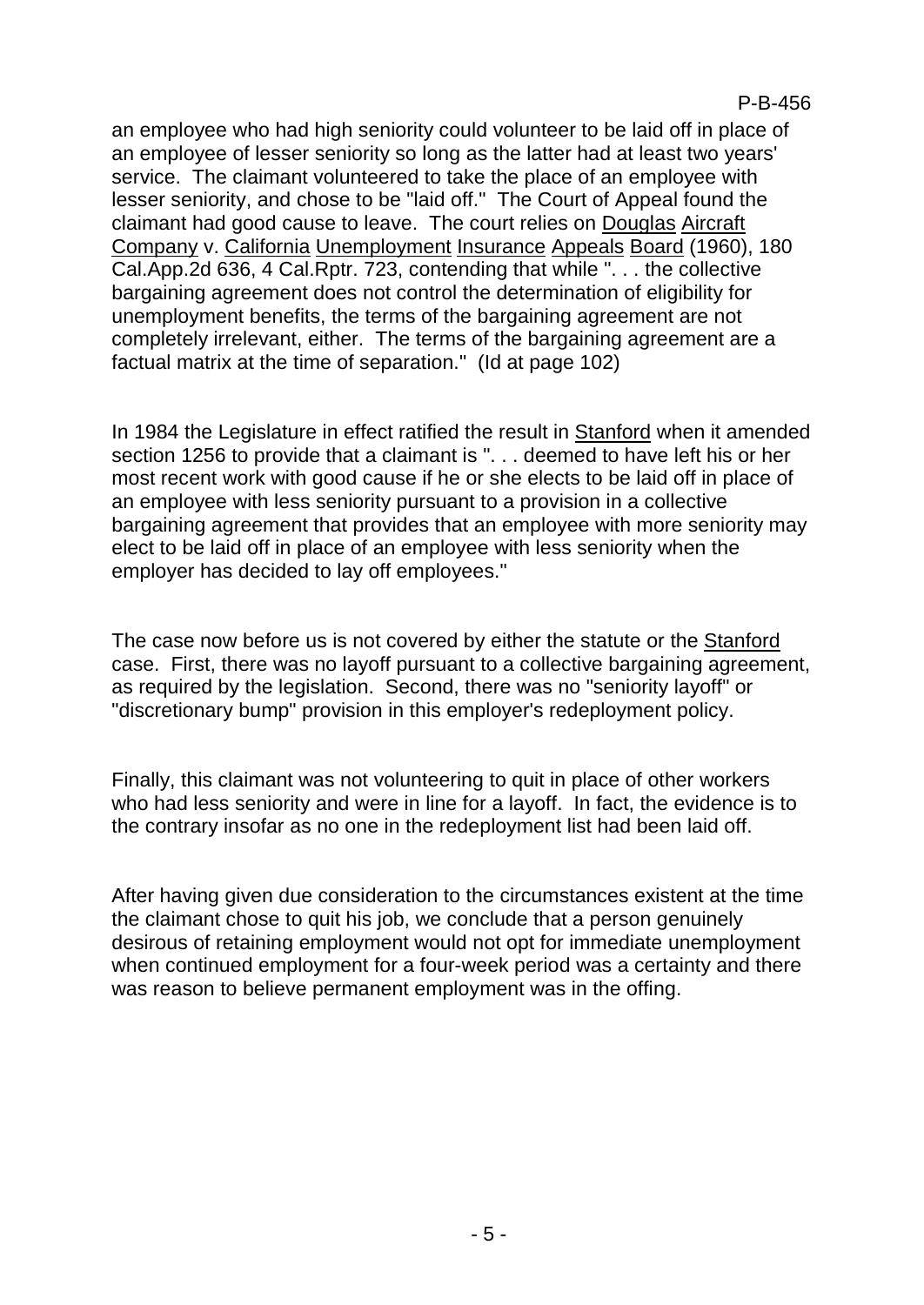an employee who had high seniority could volunteer to be laid off in place of an employee of lesser seniority so long as the latter had at least two years' service. The claimant volunteered to take the place of an employee with lesser seniority, and chose to be "laid off." The Court of Appeal found the claimant had good cause to leave. The court relies on Douglas Aircraft Company v. California Unemployment Insurance Appeals Board (1960), 180 Cal.App.2d 636, 4 Cal.Rptr. 723, contending that while ". . . the collective bargaining agreement does not control the determination of eligibility for unemployment benefits, the terms of the bargaining agreement are not completely irrelevant, either. The terms of the bargaining agreement are a factual matrix at the time of separation." (Id at page 102)

In 1984 the Legislature in effect ratified the result in Stanford when it amended section 1256 to provide that a claimant is ". . . deemed to have left his or her most recent work with good cause if he or she elects to be laid off in place of an employee with less seniority pursuant to a provision in a collective bargaining agreement that provides that an employee with more seniority may elect to be laid off in place of an employee with less seniority when the employer has decided to lay off employees."

The case now before us is not covered by either the statute or the Stanford case. First, there was no layoff pursuant to a collective bargaining agreement, as required by the legislation. Second, there was no "seniority layoff" or "discretionary bump" provision in this employer's redeployment policy.

Finally, this claimant was not volunteering to quit in place of other workers who had less seniority and were in line for a layoff. In fact, the evidence is to the contrary insofar as no one in the redeployment list had been laid off.

After having given due consideration to the circumstances existent at the time the claimant chose to quit his job, we conclude that a person genuinely desirous of retaining employment would not opt for immediate unemployment when continued employment for a four-week period was a certainty and there was reason to believe permanent employment was in the offing.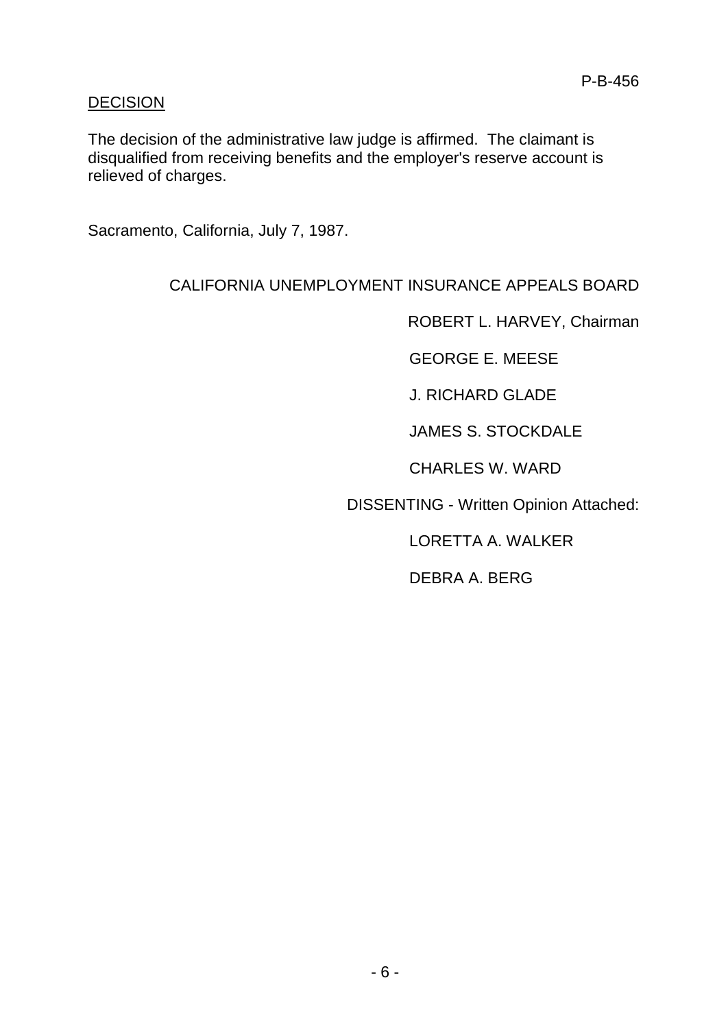## DECISION

The decision of the administrative law judge is affirmed. The claimant is disqualified from receiving benefits and the employer's reserve account is relieved of charges.

Sacramento, California, July 7, 1987.

CALIFORNIA UNEMPLOYMENT INSURANCE APPEALS BOARD

ROBERT L. HARVEY, Chairman

GEORGE E. MEESE

J. RICHARD GLADE

JAMES S. STOCKDALE

CHARLES W. WARD

DISSENTING - Written Opinion Attached:

LORETTA A. WALKER

DEBRA A. BERG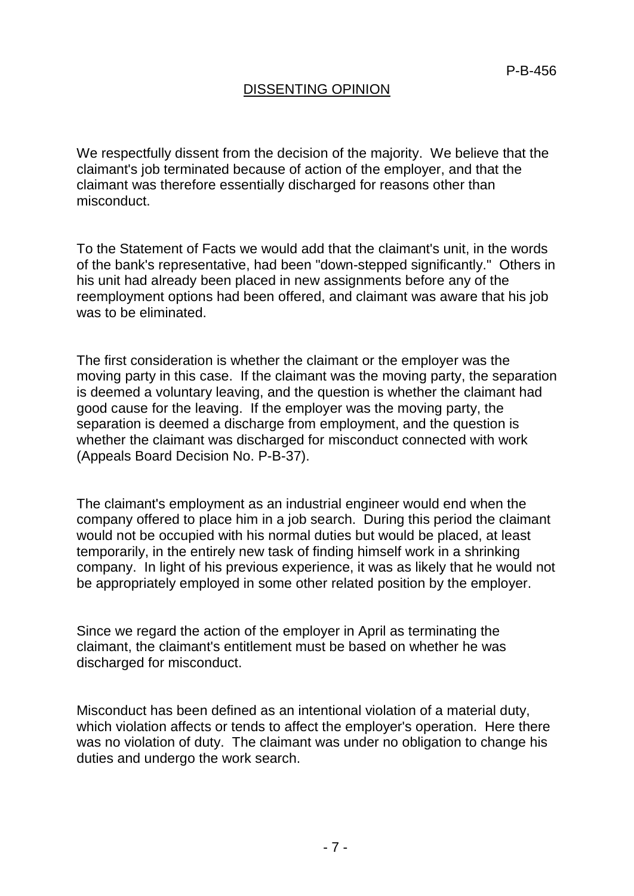## DISSENTING OPINION

We respectfully dissent from the decision of the majority. We believe that the claimant's job terminated because of action of the employer, and that the claimant was therefore essentially discharged for reasons other than misconduct.

To the Statement of Facts we would add that the claimant's unit, in the words of the bank's representative, had been "down-stepped significantly." Others in his unit had already been placed in new assignments before any of the reemployment options had been offered, and claimant was aware that his job was to be eliminated.

The first consideration is whether the claimant or the employer was the moving party in this case. If the claimant was the moving party, the separation is deemed a voluntary leaving, and the question is whether the claimant had good cause for the leaving. If the employer was the moving party, the separation is deemed a discharge from employment, and the question is whether the claimant was discharged for misconduct connected with work (Appeals Board Decision No. P-B-37).

The claimant's employment as an industrial engineer would end when the company offered to place him in a job search. During this period the claimant would not be occupied with his normal duties but would be placed, at least temporarily, in the entirely new task of finding himself work in a shrinking company. In light of his previous experience, it was as likely that he would not be appropriately employed in some other related position by the employer.

Since we regard the action of the employer in April as terminating the claimant, the claimant's entitlement must be based on whether he was discharged for misconduct.

Misconduct has been defined as an intentional violation of a material duty, which violation affects or tends to affect the employer's operation. Here there was no violation of duty. The claimant was under no obligation to change his duties and undergo the work search.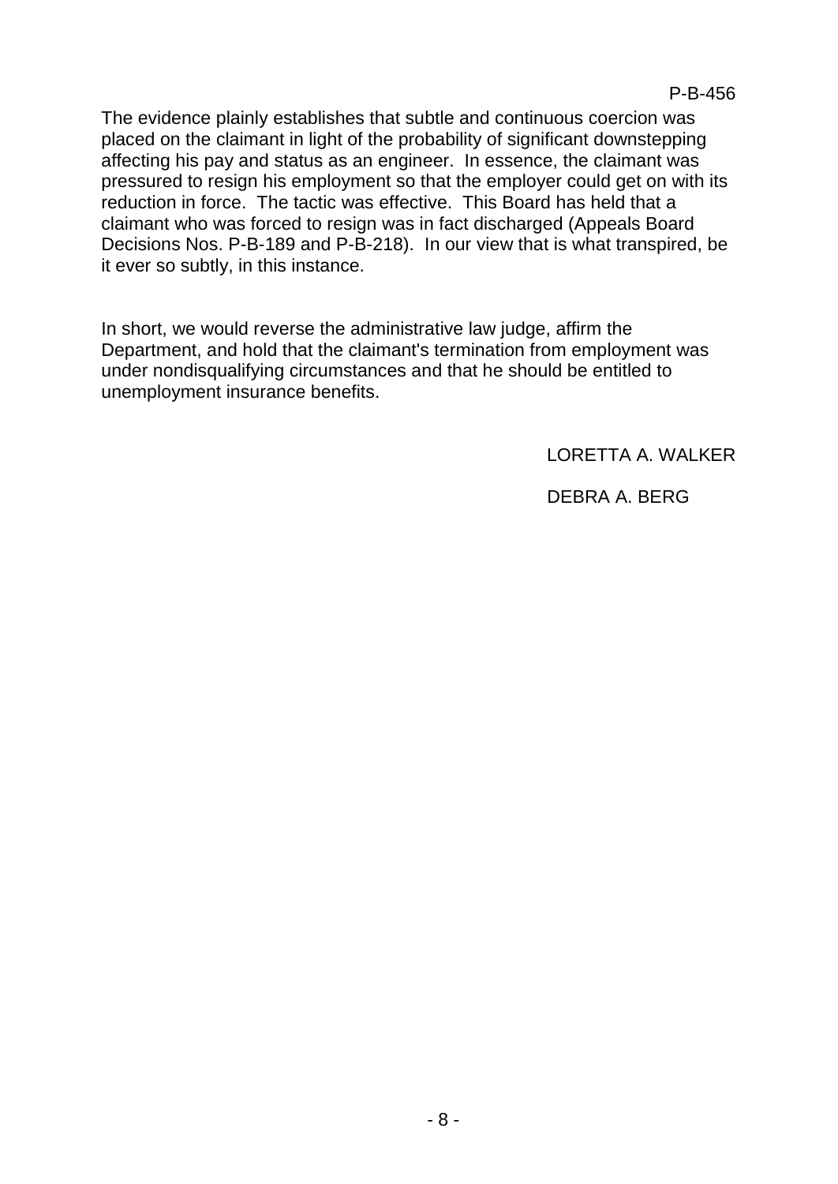The evidence plainly establishes that subtle and continuous coercion was placed on the claimant in light of the probability of significant downstepping affecting his pay and status as an engineer. In essence, the claimant was pressured to resign his employment so that the employer could get on with its reduction in force. The tactic was effective. This Board has held that a claimant who was forced to resign was in fact discharged (Appeals Board Decisions Nos. P-B-189 and P-B-218). In our view that is what transpired, be it ever so subtly, in this instance.

In short, we would reverse the administrative law judge, affirm the Department, and hold that the claimant's termination from employment was under nondisqualifying circumstances and that he should be entitled to unemployment insurance benefits.

LORETTA A. WALKER

DEBRA A. BERG